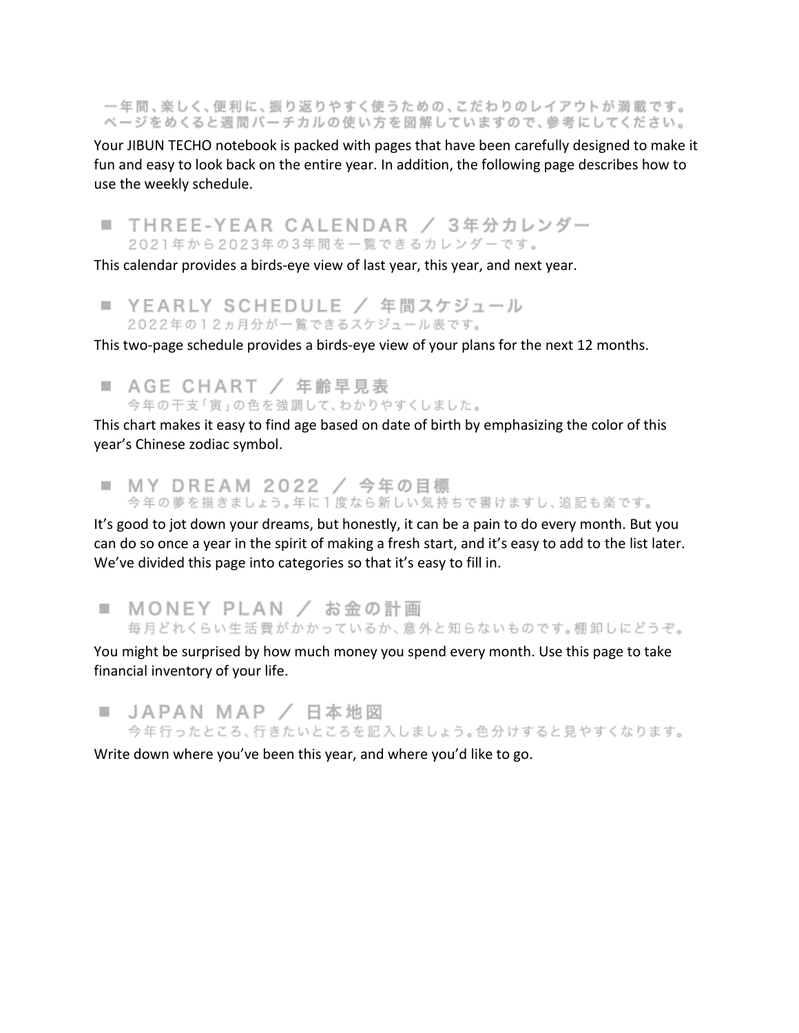一年間、楽しく、便利に、振り返りやすく使うための、こだわりのレイアウトが満載です。
ページをめくると週間バーチカルの使い方を図解していますので、参考にしてください。

Your JIBUN TECHO notebook is packed with pages that have been carefully designed to make it fun and easy to look back on the entire year. In addition, the following page describes how to use the weekly schedule.

## ■ THREE-YEAR CALENDAR ／ 3年分カレンダー

2021年から2023年の3年間を一覧できるカレンダーです。

This calendar provides a birds-eye view of last year, this year, and next year.

## ■ YEARLY SCHEDULE ／ 年間スケジュール

2022年の12ヵ月分が一覧できるスケジュール表です。

This two-page schedule provides a birds-eye view of your plans for the next 12 months.

## ■ AGE CHART ／ 年齢早見表

今年の干支「寅」の色を強調して、わかりやすくしました。

This chart makes it easy to find age based on date of birth by emphasizing the color of this year's Chinese zodiac symbol.

## ■ MY DREAM 2022 ／ 今年の目標

今年の夢を描きましょう。年に1度なら新しい気持ちで書けますし、追記も楽です。

It's good to jot down your dreams, but honestly, it can be a pain to do every month. But you can do so once a year in the spirit of making a fresh start, and it's easy to add to the list later. We've divided this page into categories so that it's easy to fill in.

## ■ MONEY PLAN ／ お金の計画

毎月どれくらい生活費がかかっているか、意外と知らないものです。棚卸しにどうぞ。

You might be surprised by how much money you spend every month. Use this page to take financial inventory of your life.

## ■ JAPAN MAP ／ 日本地図

今年行ったところ、行きたいところを記入しましょう。色分けすると見やすくなります。

Write down where you've been this year, and where you'd like to go.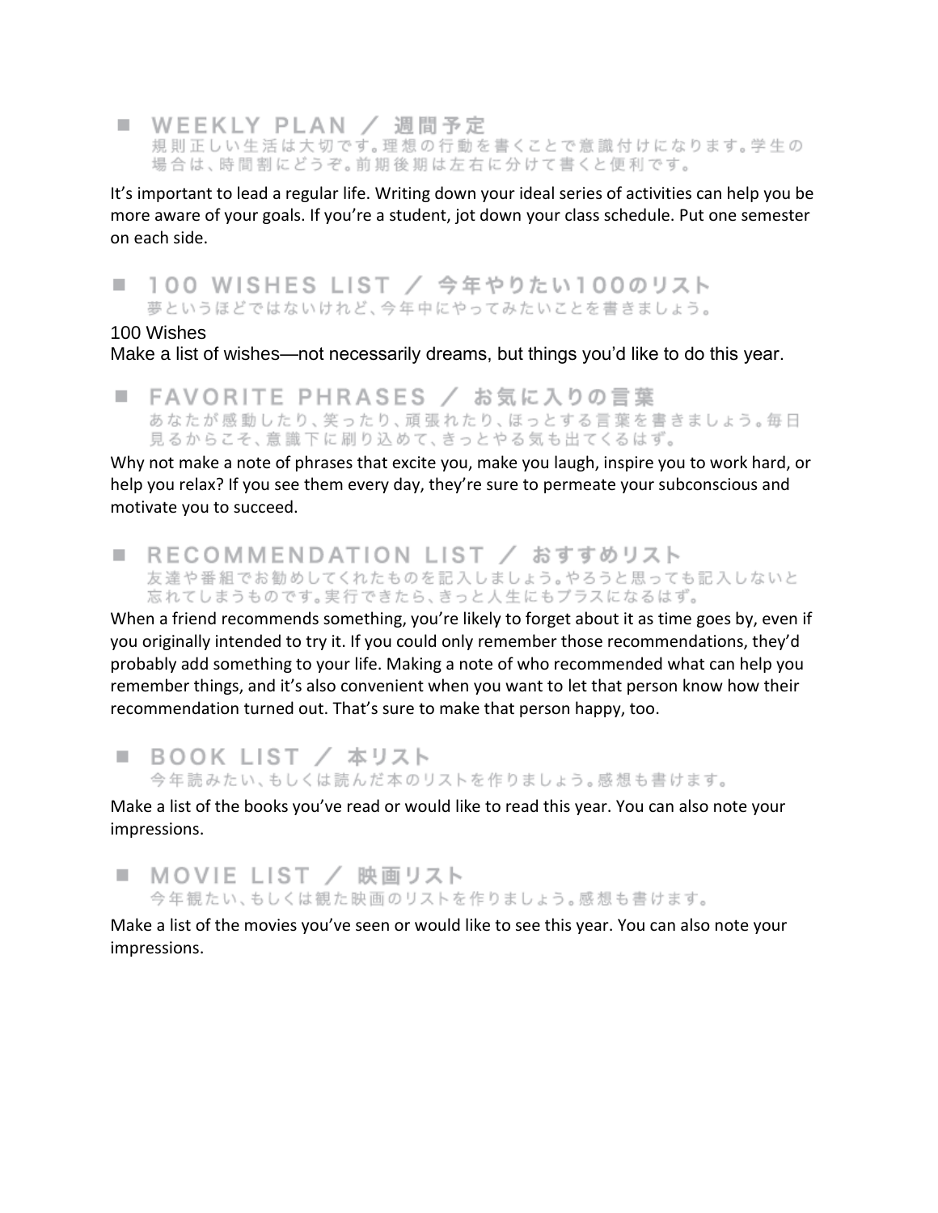■ WEEKLY PLAN ／ 週間予定

規則正しい生活は大切です。理想の行動を書くことで意識付けになります。学生の場合は、時間割にどうぞ。前期後期は左右に分けて書くと便利です。

It's important to lead a regular life. Writing down your ideal series of activities can help you be more aware of your goals. If you're a student, jot down your class schedule. Put one semester on each side.

■ 100 WISHES LIST ／ 今年やりたい100のリスト

夢というほどではないけれど、今年中にやってみたいことを書きましょう。

100 Wishes

Make a list of wishes—not necessarily dreams, but things you'd like to do this year.

■ FAVORITE PHRASES ／ お気に入りの言葉

あなたが感動したり、笑ったり、頑張れたり、ほっとする言葉を書きましょう。毎日見るからこそ、意識下に刷り込めて、きっとやる気も出てくるはず。

Why not make a note of phrases that excite you, make you laugh, inspire you to work hard, or help you relax? If you see them every day, they're sure to permeate your subconscious and motivate you to succeed.

■ RECOMMENDATION LIST ／ おすすめリスト

友達や番組でお勧めしてくれたものを記入しましょう。やろうと思っても記入しないと忘れてしまうものです。実行できたら、きっと人生にもプラスになるはず。

When a friend recommends something, you're likely to forget about it as time goes by, even if you originally intended to try it. If you could only remember those recommendations, they'd probably add something to your life. Making a note of who recommended what can help you remember things, and it's also convenient when you want to let that person know how their recommendation turned out. That's sure to make that person happy, too.

■ BOOK LIST ／ 本リスト

今年読みたい、もしくは読んだ本のリストを作りましょう。感想も書けます。

Make a list of the books you've read or would like to read this year. You can also note your impressions.

■ MOVIE LIST ／ 映画リスト

今年観たい、もしくは観た映画のリストを作りましょう。感想も書けます。

Make a list of the movies you've seen or would like to see this year. You can also note your impressions.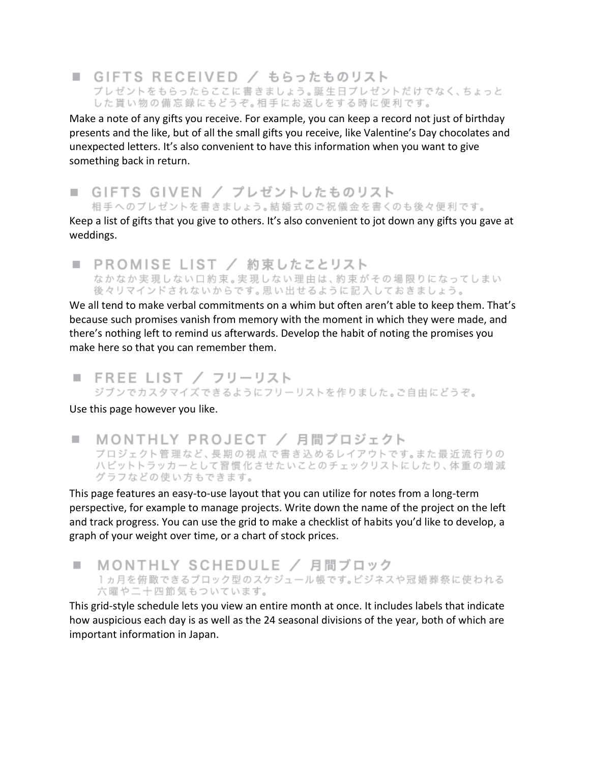## ■ GIFTS RECEIVED ／ もらったものリスト

プレゼントをもらったらここに書きましょう。誕生日プレゼントだけでなく、ちょっとした貰い物の備忘録にもどうぞ。相手にお返しをする時に便利です。

Make a note of any gifts you receive. For example, you can keep a record not just of birthday presents and the like, but of all the small gifts you receive, like Valentine's Day chocolates and unexpected letters. It's also convenient to have this information when you want to give something back in return.

## ■ GIFTS GIVEN ／ プレゼントしたものリスト

相手へのプレゼントを書きましょう。結婚式のご祝儀金を書くのも後々便利です。

Keep a list of gifts that you give to others. It's also convenient to jot down any gifts you gave at weddings.

## ■ PROMISE LIST ／ 約束したことリスト

なかなか実現しない口約束。実現しない理由は、約束がその場限りになってしまい後々リマインドされないからです。思い出せるように記入しておきましょう。

We all tend to make verbal commitments on a whim but often aren't able to keep them. That's because such promises vanish from memory with the moment in which they were made, and there's nothing left to remind us afterwards. Develop the habit of noting the promises you make here so that you can remember them.

## ■ FREE LIST ／ フリーリスト

ジブンでカスタマイズできるようにフリーリストを作りました。ご自由にどうぞ。

Use this page however you like.

## ■ MONTHLY PROJECT ／ 月間プロジェクト

プロジェクト管理など、長期の視点で書き込めるレイアウトです。また最近流行りのハビットトラッカーとして習慣化させたいことのチェックリストにしたり、体重の増減グラフなどの使い方もできます。

This page features an easy-to-use layout that you can utilize for notes from a long-term perspective, for example to manage projects. Write down the name of the project on the left and track progress. You can use the grid to make a checklist of habits you'd like to develop, a graph of your weight over time, or a chart of stock prices.

## ■ MONTHLY SCHEDULE ／ 月間ブロック

1ヵ月を俯瞰できるブロック型のスケジュール帳です。ビジネスや冠婚葬祭に使われる六曜や二十四節気もついています。

This grid-style schedule lets you view an entire month at once. It includes labels that indicate how auspicious each day is as well as the 24 seasonal divisions of the year, both of which are important information in Japan.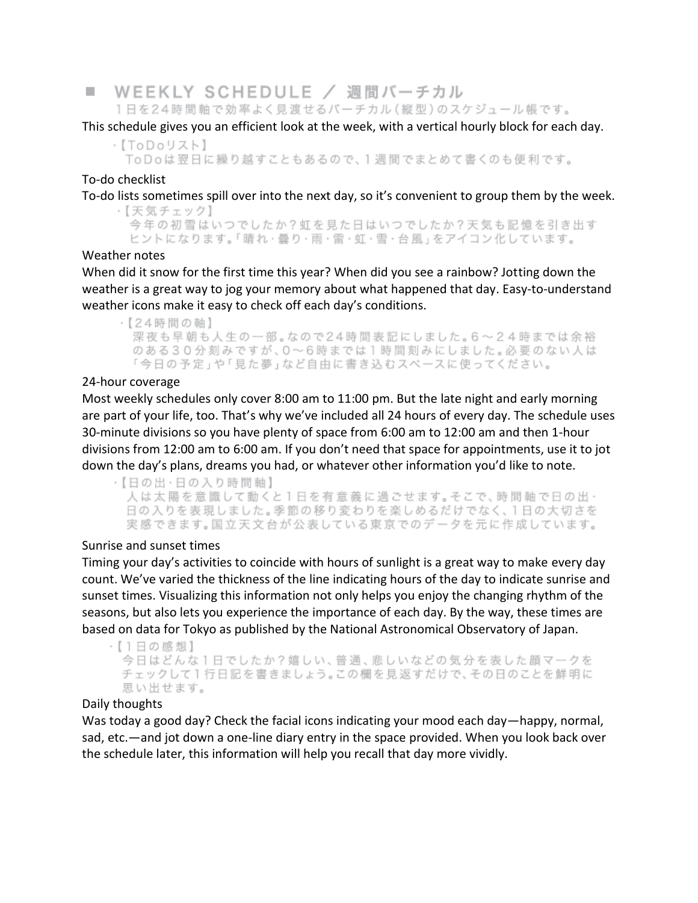## ■ WEEKLY SCHEDULE ／ 週間バーチカル

１日を２４時間軸で効率よく見渡せるバーチカル（縦型）のスケジュール帳です。

This schedule gives you an efficient look at the week, with a vertical hourly block for each day.

・【ToDoリスト】

ToDoは翌日に繰り越すこともあるので、１週間でまとめて書くのも便利です。

To-do checklist

To-do lists sometimes spill over into the next day, so it's convenient to group them by the week.

・【天気チェック】

今年の初雪はいつでしたか？虹を見た日はいつでしたか？天気も記憶を引き出すヒントになります。「晴れ・曇り・雨・雷・虹・雪・台風」をアイコン化しています。

Weather notes

When did it snow for the first time this year? When did you see a rainbow? Jotting down the weather is a great way to jog your memory about what happened that day. Easy-to-understand weather icons make it easy to check off each day's conditions.

・【２４時間の軸】

深夜も早朝も人生の一部。なので２４時間表記にしました。６～２４時までは余裕のある３０分刻みですが、０～６時までは１時間刻みにしました。必要のない人は「今日の予定」や「見た夢」など自由に書き込むスペースに使ってください。

24-hour coverage

Most weekly schedules only cover 8:00 am to 11:00 pm. But the late night and early morning are part of your life, too. That's why we've included all 24 hours of every day. The schedule uses 30-minute divisions so you have plenty of space from 6:00 am to 12:00 am and then 1-hour divisions from 12:00 am to 6:00 am. If you don't need that space for appointments, use it to jot down the day's plans, dreams you had, or whatever other information you'd like to note.

・【日の出・日の入り時間軸】

人は太陽を意識して動くと１日を有意義に過ごせます。そこで、時間軸で日の出・日の入りを表現しました。季節の移り変わりを楽しめるだけでなく、１日の大切さを実感できます。国立天文台が公表している東京でのデータを元に作成しています。

Sunrise and sunset times

Timing your day's activities to coincide with hours of sunlight is a great way to make every day count. We've varied the thickness of the line indicating hours of the day to indicate sunrise and sunset times. Visualizing this information not only helps you enjoy the changing rhythm of the seasons, but also lets you experience the importance of each day. By the way, these times are based on data for Tokyo as published by the National Astronomical Observatory of Japan.

・【１日の感想】

今日はどんな１日でしたか？嬉しい、普通、悲しいなどの気分を表した顔マークをチェックして１行日記を書きましょう。この欄を見返すだけで、その日のことを鮮明に思い出せます。

Daily thoughts

Was today a good day? Check the facial icons indicating your mood each day—happy, normal, sad, etc.—and jot down a one-line diary entry in the space provided. When you look back over the schedule later, this information will help you recall that day more vividly.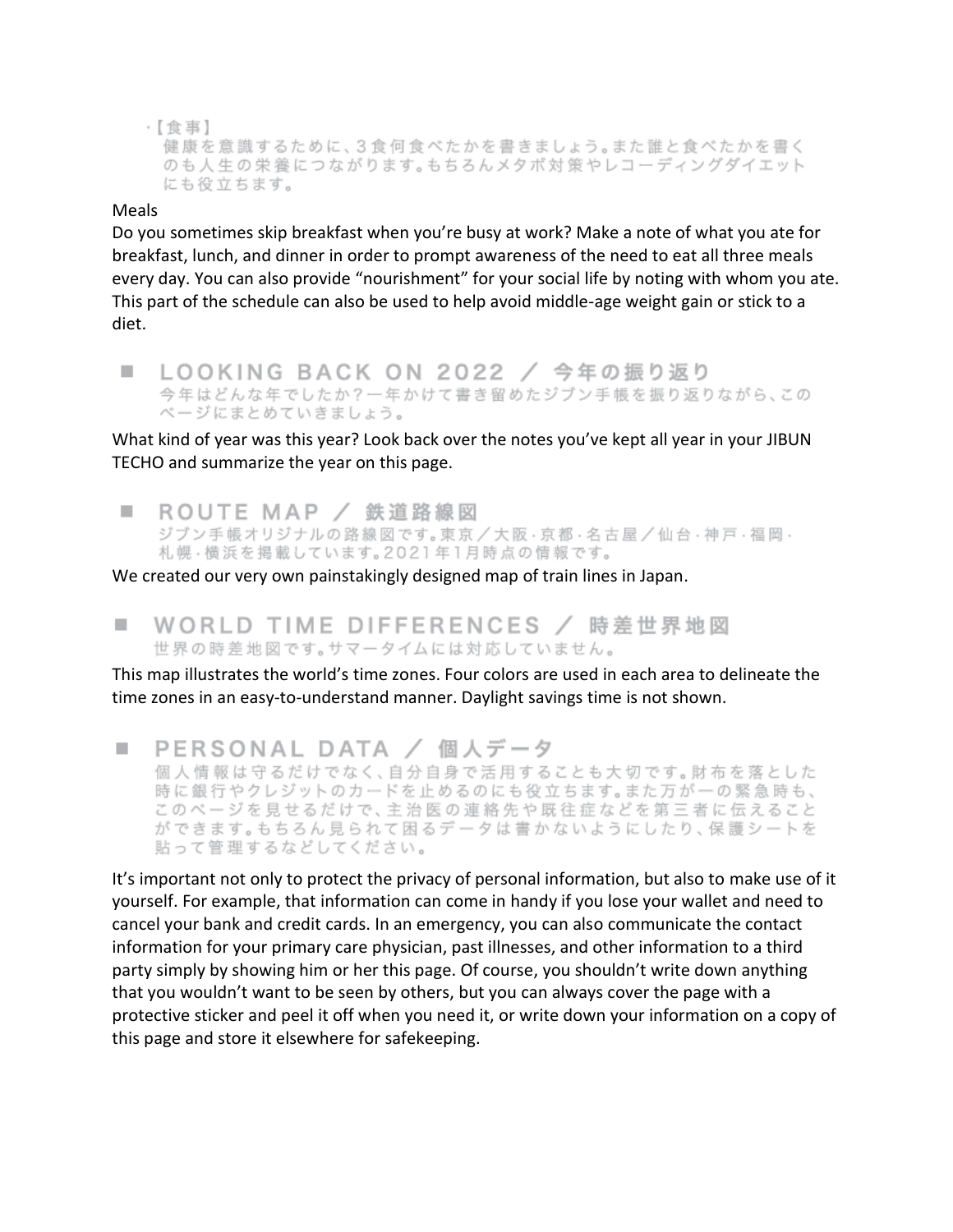・【食事】
健康を意識するために、３食何食べたかを書きましょう。また誰と食べたかを書くのも人生の栄養につながります。もちろんメタボ対策やレコーディングダイエットにも役立ちます。

Meals

Do you sometimes skip breakfast when you're busy at work? Make a note of what you ate for breakfast, lunch, and dinner in order to prompt awareness of the need to eat all three meals every day. You can also provide "nourishment" for your social life by noting with whom you ate. This part of the schedule can also be used to help avoid middle-age weight gain or stick to a diet.

## ■ LOOKING BACK ON 2022 ／ 今年の振り返り

今年はどんな年でしたか？一年かけて書き留めたジブン手帳を振り返りながら、このページにまとめていきましょう。

What kind of year was this year? Look back over the notes you've kept all year in your JIBUN TECHO and summarize the year on this page.

## ■ ROUTE MAP ／ 鉄道路線図

ジブン手帳オリジナルの路線図です。東京／大阪・京都・名古屋／仙台・神戸・福岡・札幌・横浜を掲載しています。2021年1月時点の情報です。

We created our very own painstakingly designed map of train lines in Japan.

## ■ WORLD TIME DIFFERENCES ／ 時差世界地図

世界の時差地図です。サマータイムには対応していません。

This map illustrates the world's time zones. Four colors are used in each area to delineate the time zones in an easy-to-understand manner. Daylight savings time is not shown.

## ■ PERSONAL DATA ／ 個人データ

個人情報は守るだけでなく、自分自身で活用することも大切です。財布を落とした時に銀行やクレジットのカードを止めるのにも役立ちます。また万が一の緊急時も、このページを見せるだけで、主治医の連絡先や既往症などを第三者に伝えることができます。もちろん見られて困るデータは書かないようにしたり、保護シートを貼って管理するなどしてください。

It's important not only to protect the privacy of personal information, but also to make use of it yourself. For example, that information can come in handy if you lose your wallet and need to cancel your bank and credit cards. In an emergency, you can also communicate the contact information for your primary care physician, past illnesses, and other information to a third party simply by showing him or her this page. Of course, you shouldn't write down anything that you wouldn't want to be seen by others, but you can always cover the page with a protective sticker and peel it off when you need it, or write down your information on a copy of this page and store it elsewhere for safekeeping.